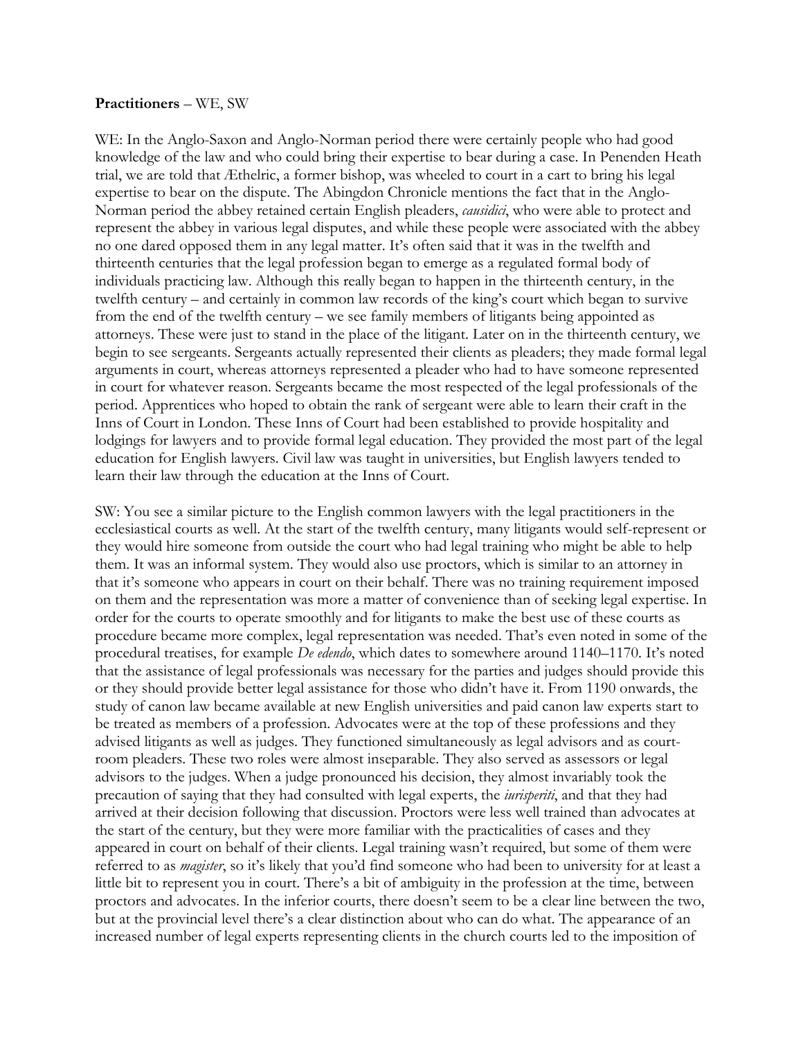**Practitioners** – WE, SW

WE: In the Anglo-Saxon and Anglo-Norman period there were certainly people who had good knowledge of the law and who could bring their expertise to bear during a case. In Penenden Heath trial, we are told that Æthelric, a former bishop, was wheeled to court in a cart to bring his legal expertise to bear on the dispute. The Abingdon Chronicle mentions the fact that in the Anglo-Norman period the abbey retained certain English pleaders, *causidici*, who were able to protect and represent the abbey in various legal disputes, and while these people were associated with the abbey no one dared opposed them in any legal matter. It's often said that it was in the twelfth and thirteenth centuries that the legal profession began to emerge as a regulated formal body of individuals practicing law. Although this really began to happen in the thirteenth century, in the twelfth century – and certainly in common law records of the king's court which began to survive from the end of the twelfth century – we see family members of litigants being appointed as attorneys. These were just to stand in the place of the litigant. Later on in the thirteenth century, we begin to see sergeants. Sergeants actually represented their clients as pleaders; they made formal legal arguments in court, whereas attorneys represented a pleader who had to have someone represented in court for whatever reason. Sergeants became the most respected of the legal professionals of the period. Apprentices who hoped to obtain the rank of sergeant were able to learn their craft in the Inns of Court in London. These Inns of Court had been established to provide hospitality and lodgings for lawyers and to provide formal legal education. They provided the most part of the legal education for English lawyers. Civil law was taught in universities, but English lawyers tended to learn their law through the education at the Inns of Court.

SW: You see a similar picture to the English common lawyers with the legal practitioners in the ecclesiastical courts as well. At the start of the twelfth century, many litigants would self-represent or they would hire someone from outside the court who had legal training who might be able to help them. It was an informal system. They would also use proctors, which is similar to an attorney in that it's someone who appears in court on their behalf. There was no training requirement imposed on them and the representation was more a matter of convenience than of seeking legal expertise. In order for the courts to operate smoothly and for litigants to make the best use of these courts as procedure became more complex, legal representation was needed. That's even noted in some of the procedural treatises, for example *De edendo*, which dates to somewhere around 1140–1170. It's noted that the assistance of legal professionals was necessary for the parties and judges should provide this or they should provide better legal assistance for those who didn't have it. From 1190 onwards, the study of canon law became available at new English universities and paid canon law experts start to be treated as members of a profession. Advocates were at the top of these professions and they advised litigants as well as judges. They functioned simultaneously as legal advisors and as court-room pleaders. These two roles were almost inseparable. They also served as assessors or legal advisors to the judges. When a judge pronounced his decision, they almost invariably took the precaution of saying that they had consulted with legal experts, the *iurisperiti*, and that they had arrived at their decision following that discussion. Proctors were less well trained than advocates at the start of the century, but they were more familiar with the practicalities of cases and they appeared in court on behalf of their clients. Legal training wasn't required, but some of them were referred to as *magister*, so it's likely that you'd find someone who had been to university for at least a little bit to represent you in court. There's a bit of ambiguity in the profession at the time, between proctors and advocates. In the inferior courts, there doesn't seem to be a clear line between the two, but at the provincial level there's a clear distinction about who can do what. The appearance of an increased number of legal experts representing clients in the church courts led to the imposition of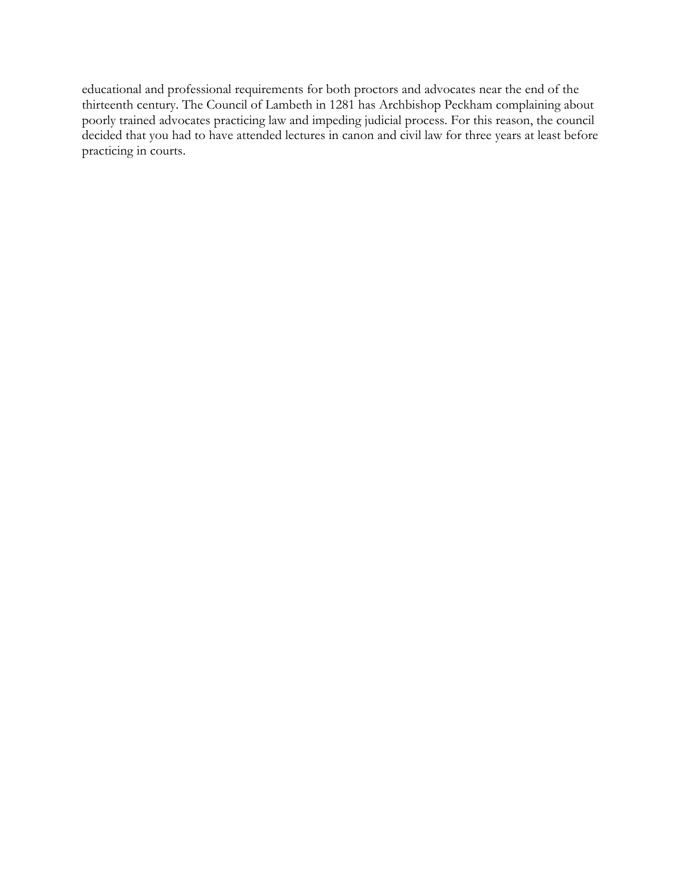educational and professional requirements for both proctors and advocates near the end of the thirteenth century. The Council of Lambeth in 1281 has Archbishop Peckham complaining about poorly trained advocates practicing law and impeding judicial process. For this reason, the council decided that you had to have attended lectures in canon and civil law for three years at least before practicing in courts.